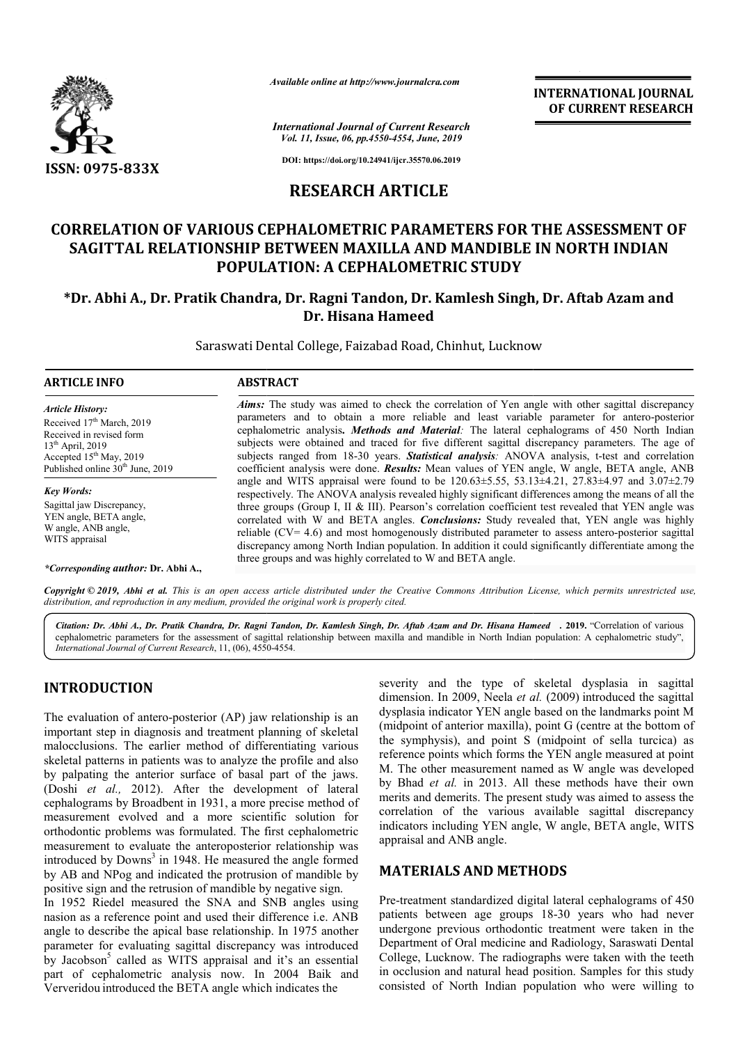# RESEARCH ARTICLE

# CORRELATION OF VARIOUS CEPHALOMETRIC PARAMETERS FOR THE ASSESSMENT OF SAGITTAL RELATIONSHIP BETWEEN MAXILLA AND MANDIBLE IN NORTH INDIAN POPULATION: A CEPHALOMETRIC STUDY

**\*Dr. Abhi A., Dr. Pratik Chandra, Dr. Ragni Tandon, Dr. Kamlesh Singh, Dr. Aftab Azam and Dr. Hisana Hameed**

Saraswati Dental College, Faizabad Road, Chinhut, Lucknow

**ARTICLE INFO**

*Article History:*
Received 17th March, 2019
Received in revised form
13th April, 2019
Accepted 15th May, 2019
Published online 30th June, 2019

*Key Words:*
Sagittal jaw Discrepancy,
YEN angle, BETA angle,
W angle, ANB angle,
WITS appraisal

*\*Corresponding author:* **Dr. Abhi A.,**

**ABSTRACT**

***Aims:*** The study was aimed to check the correlation of Yen angle with other sagittal discrepancy parameters and to obtain a more reliable and least variable parameter for antero-posterior cephalometric analysis. ***Methods and Material:*** The lateral cephalograms of 450 North Indian subjects were obtained and traced for five different sagittal discrepancy parameters. The age of subjects ranged from 18-30 years. ***Statistical analysis:*** ANOVA analysis, t-test and correlation coefficient analysis were done. ***Results:*** Mean values of YEN angle, W angle, BETA angle, ANB angle and WITS appraisal were found to be 120.63±5.55, 53.13±4.21, 27.83±4.97 and 3.07±2.79 respectively. The ANOVA analysis revealed highly significant differences among the means of all the three groups (Group I, II & III). Pearson's correlation coefficient test revealed that YEN angle was correlated with W and BETA angles. ***Conclusions:*** Study revealed that, YEN angle was highly reliable (CV= 4.6) and most homogenously distributed parameter to assess antero-posterior sagittal discrepancy among North Indian population. In addition it could significantly differentiate among the three groups and was highly correlated to W and BETA angle.

*Copyright © 2019, Abhi et al. This is an open access article distributed under the Creative Commons Attribution License, which permits unrestricted use, distribution, and reproduction in any medium, provided the original work is properly cited.*

*Citation: Dr. Abhi A., Dr. Pratik Chandra, Dr. Ragni Tandon, Dr. Kamlesh Singh, Dr. Aftab Azam and Dr. Hisana Hameed* **. 2019.** "Correlation of various cephalometric parameters for the assessment of sagittal relationship between maxilla and mandible in North Indian population: A cephalometric study", *International Journal of Current Research*, 11, (06), 4550-4554.

## INTRODUCTION

The evaluation of antero-posterior (AP) jaw relationship is an important step in diagnosis and treatment planning of skeletal malocclusions. The earlier method of differentiating various skeletal patterns in patients was to analyze the profile and also by palpating the anterior surface of basal part of the jaws. (Doshi *et al.,* 2012). After the development of lateral cephalograms by Broadbent in 1931, a more precise method of measurement evolved and a more scientific solution for orthodontic problems was formulated. The first cephalometric measurement to evaluate the anteroposterior relationship was introduced by Downs[3] in 1948. He measured the angle formed by AB and NPog and indicated the protrusion of mandible by positive sign and the retrusion of mandible by negative sign.

In 1952 Riedel measured the SNA and SNB angles using nasion as a reference point and used their difference i.e. ANB angle to describe the apical base relationship. In 1975 another parameter for evaluating sagittal discrepancy was introduced by Jacobson[5] called as WITS appraisal and it's an essential part of cephalometric analysis now. In 2004 Baik and Ververidou introduced the BETA angle which indicates the severity and the type of skeletal dysplasia in sagittal dimension. In 2009, Neela *et al.* (2009) introduced the sagittal dysplasia indicator YEN angle based on the landmarks point M (midpoint of anterior maxilla), point G (centre at the bottom of the symphysis), and point S (midpoint of sella turcica) as reference points which forms the YEN angle measured at point M. The other measurement named as W angle was developed by Bhad *et al.* in 2013. All these methods have their own merits and demerits. The present study was aimed to assess the correlation of the various available sagittal discrepancy indicators including YEN angle, W angle, BETA angle, WITS appraisal and ANB angle.

## MATERIALS AND METHODS

Pre-treatment standardized digital lateral cephalograms of 450 patients between age groups 18-30 years who had never undergone previous orthodontic treatment were taken in the Department of Oral medicine and Radiology, Saraswati Dental College, Lucknow. The radiographs were taken with the teeth in occlusion and natural head position. Samples for this study consisted of North Indian population who were willing to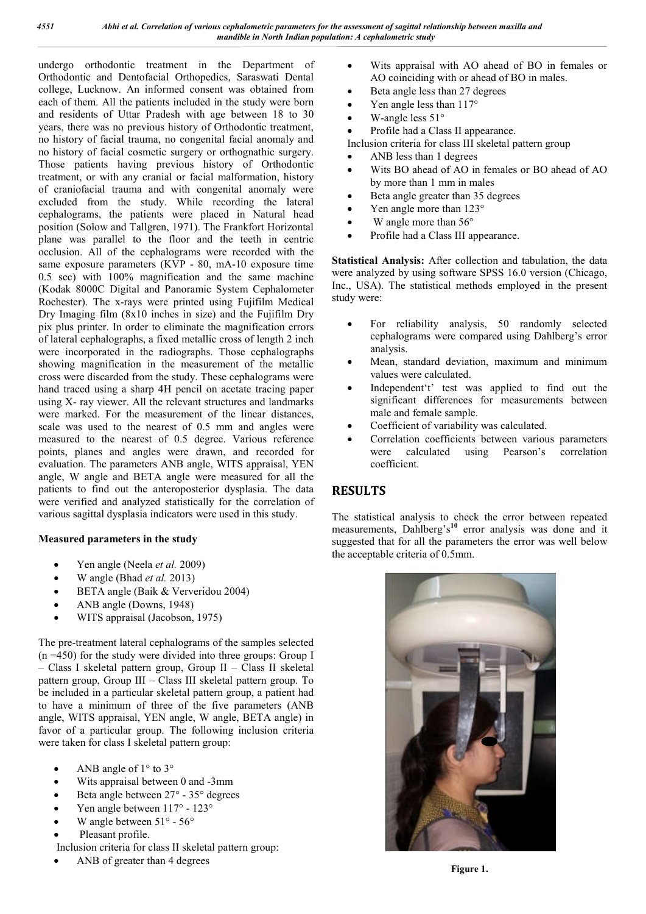undergo orthodontic treatment in the Department of Orthodontic and Dentofacial Orthopedics, Saraswati Dental college, Lucknow. An informed consent was obtained from each of them. All the patients included in the study were born and residents of Uttar Pradesh with age between 18 to 30 years, there was no previous history of Orthodontic treatment, no history of facial trauma, no congenital facial anomaly and no history of facial cosmetic surgery or orthognathic surgery. Those patients having previous history of Orthodontic treatment, or with any cranial or facial malformation, history of craniofacial trauma and with congenital anomaly were excluded from the study. While recording the lateral cephalograms, the patients were placed in Natural head position (Solow and Tallgren, 1971). The Frankfort Horizontal plane was parallel to the floor and the teeth in centric occlusion. All of the cephalograms were recorded with the same exposure parameters (KVP - 80, mA-10 exposure time 0.5 sec) with 100% magnification and the same machine (Kodak 8000C Digital and Panoramic System Cephalometer Rochester). The x-rays were printed using Fujifilm Medical Dry Imaging film (8x10 inches in size) and the Fujifilm Dry pix plus printer. In order to eliminate the magnification errors of lateral cephalographs, a fixed metallic cross of length 2 inch were incorporated in the radiographs. Those cephalographs showing magnification in the measurement of the metallic cross were discarded from the study. These cephalograms were hand traced using a sharp 4H pencil on acetate tracing paper using X- ray viewer. All the relevant structures and landmarks were marked. For the measurement of the linear distances, scale was used to the nearest of 0.5 mm and angles were measured to the nearest of 0.5 degree. Various reference points, planes and angles were drawn, and recorded for evaluation. The parameters ANB angle, WITS appraisal, YEN angle, W angle and BETA angle were measured for all the patients to find out the anteroposterior dysplasia. The data were verified and analyzed statistically for the correlation of various sagittal dysplasia indicators were used in this study.

**Measured parameters in the study**

- Yen angle (Neela *et al.* 2009)
- W angle (Bhad *et al.* 2013)
- BETA angle (Baik & Ververidou 2004)
- ANB angle (Downs, 1948)
- WITS appraisal (Jacobson, 1975)

The pre-treatment lateral cephalograms of the samples selected (n =450) for the study were divided into three groups: Group I – Class I skeletal pattern group, Group II – Class II skeletal pattern group, Group III – Class III skeletal pattern group. To be included in a particular skeletal pattern group, a patient had to have a minimum of three of the five parameters (ANB angle, WITS appraisal, YEN angle, W angle, BETA angle) in favor of a particular group. The following inclusion criteria were taken for class I skeletal pattern group:

- ANB angle of 1° to 3°
- Wits appraisal between 0 and -3mm
- Beta angle between 27° - 35° degrees
- Yen angle between 117° - 123°
- W angle between 51° - 56°
- Pleasant profile.

Inclusion criteria for class II skeletal pattern group:

- ANB of greater than 4 degrees
- Wits appraisal with AO ahead of BO in females or AO coinciding with or ahead of BO in males.
- Beta angle less than 27 degrees
- Yen angle less than 117°
- W-angle less 51°
- Profile had a Class II appearance.

Inclusion criteria for class III skeletal pattern group

- ANB less than 1 degrees
- Wits BO ahead of AO in females or BO ahead of AO by more than 1 mm in males
- Beta angle greater than 35 degrees
- Yen angle more than 123°
- W angle more than 56°
- Profile had a Class III appearance.

**Statistical Analysis:** After collection and tabulation, the data were analyzed by using software SPSS 16.0 version (Chicago, Inc., USA). The statistical methods employed in the present study were:

- For reliability analysis, 50 randomly selected cephalograms were compared using Dahlberg's error analysis.
- Mean, standard deviation, maximum and minimum values were calculated.
- Independent't' test was applied to find out the significant differences for measurements between male and female sample.
- Coefficient of variability was calculated.
- Correlation coefficients between various parameters were calculated using Pearson's correlation coefficient.

## RESULTS

The statistical analysis to check the error between repeated measurements, Dahlberg's[10] error analysis was done and it suggested that for all the parameters the error was well below the acceptable criteria of 0.5mm.

Figure 1.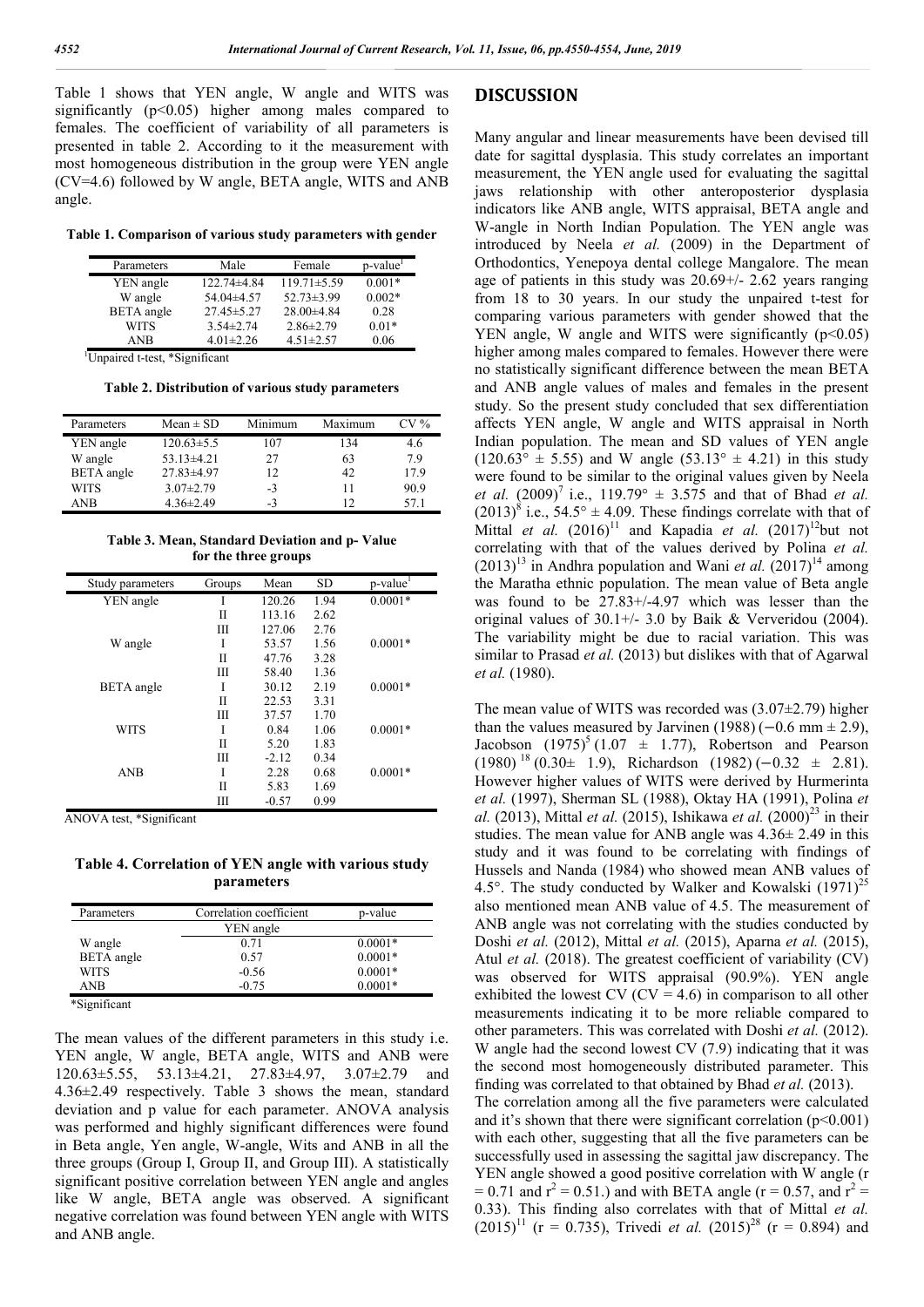Table 1 shows that YEN angle, W angle and WITS was significantly ($p<0.05$) higher among males compared to females. The coefficient of variability of all parameters is presented in table 2. According to it the measurement with most homogeneous distribution in the group were YEN angle (CV=4.6) followed by W angle, BETA angle, WITS and ANB angle.

**Table 1. Comparison of various study parameters with gender**

| Parameters | Male | Female | p-value[1] |
|---|---|---|---|
| YEN angle | 122.74±4.84 | 119.71±5.59 | 0.001* |
| W angle | 54.04±4.57 | 52.73±3.99 | 0.002* |
| BETA angle | 27.45±5.27 | 28.00±4.84 | 0.28 |
| WITS | 3.54±2.74 | 2.86±2.79 | 0.01* |
| ANB | 4.01±2.26 | 4.51±2.57 | 0.06 |

[1]Unpaired t-test, *Significant

**Table 2. Distribution of various study parameters**

| Parameters | Mean ± SD | Minimum | Maximum | CV % |
|---|---|---|---|---|
| YEN angle | 120.63±5.5 | 107 | 134 | 4.6 |
| W angle | 53.13±4.21 | 27 | 63 | 7.9 |
| BETA angle | 27.83±4.97 | 12 | 42 | 17.9 |
| WITS | 3.07±2.79 | -3 | 11 | 90.9 |
| ANB | 4.36±2.49 | -3 | 12 | 57.1 |

**Table 3. Mean, Standard Deviation and p- Value for the three groups**

| Study parameters | Groups | Mean | SD | p-value[1] |
|---|---|---|---|---|
| YEN angle | I | 120.26 | 1.94 | 0.0001* |
| | II | 113.16 | 2.62 | |
| | III | 127.06 | 2.76 | |
| W angle | I | 53.57 | 1.56 | 0.0001* |
| | II | 47.76 | 3.28 | |
| | III | 58.40 | 1.36 | |
| BETA angle | I | 30.12 | 2.19 | 0.0001* |
| | II | 22.53 | 3.31 | |
| | III | 37.57 | 1.70 | |
| WITS | I | 0.84 | 1.06 | 0.0001* |
| | II | 5.20 | 1.83 | |
| | III | -2.12 | 0.34 | |
| ANB | I | 2.28 | 0.68 | 0.0001* |
| | II | 5.83 | 1.69 | |
| | III | -0.57 | 0.99 | |

ANOVA test, *Significant

**Table 4. Correlation of YEN angle with various study parameters**

| Parameters | Correlation coefficient | p-value |
|---|---|---|
| | YEN angle | |
| W angle | 0.71 | 0.0001* |
| BETA angle | 0.57 | 0.0001* |
| WITS | -0.56 | 0.0001* |
| ANB | -0.75 | 0.0001* |

*Significant

The mean values of the different parameters in this study i.e. YEN angle, W angle, BETA angle, WITS and ANB were 120.63±5.55, 53.13±4.21, 27.83±4.97, 3.07±2.79 and 4.36±2.49 respectively. Table 3 shows the mean, standard deviation and p value for each parameter. ANOVA analysis was performed and highly significant differences were found in Beta angle, Yen angle, W-angle, Wits and ANB in all the three groups (Group I, Group II, and Group III). A statistically significant positive correlation between YEN angle and angles like W angle, BETA angle was observed. A significant negative correlation was found between YEN angle with WITS and ANB angle.

## DISCUSSION

Many angular and linear measurements have been devised till date for sagittal dysplasia. This study correlates an important measurement, the YEN angle used for evaluating the sagittal jaws relationship with other anteroposterior dysplasia indicators like ANB angle, WITS appraisal, BETA angle and W-angle in North Indian Population. The YEN angle was introduced by Neela *et al.* (2009) in the Department of Orthodontics, Yenepoya dental college Mangalore. The mean age of patients in this study was 20.69+/- 2.62 years ranging from 18 to 30 years. In our study the unpaired t-test for comparing various parameters with gender showed that the YEN angle, W angle and WITS were significantly ($p<0.05$) higher among males compared to females. However there were no statistically significant difference between the mean BETA and ANB angle values of males and females in the present study. So the present study concluded that sex differentiation affects YEN angle, W angle and WITS appraisal in North Indian population. The mean and SD values of YEN angle (120.63° ± 5.55) and W angle (53.13° ± 4.21) in this study were found to be similar to the original values given by Neela *et al.* (2009)[7] i.e., 119.79° ± 3.575 and that of Bhad *et al.* (2013)[8] i.e., 54.5° ± 4.09. These findings correlate with that of Mittal *et al.* (2016)[11] and Kapadia *et al.* (2017)[12]but not correlating with that of the values derived by Polina *et al.* (2013)[13] in Andhra population and Wani *et al.* (2017)[14] among the Maratha ethnic population. The mean value of Beta angle was found to be 27.83+/-4.97 which was lesser than the original values of 30.1+/- 3.0 by Baik & Ververidou (2004). The variability might be due to racial variation. This was similar to Prasad *et al.* (2013) but dislikes with that of Agarwal *et al.* (1980).

The mean value of WITS was recorded was (3.07±2.79) higher than the values measured by Jarvinen (1988) (−0.6 mm ± 2.9), Jacobson (1975)[5] (1.07 ± 1.77), Robertson and Pearson (1980) [18] (0.30± 1.9), Richardson (1982) (−0.32 ± 2.81). However higher values of WITS were derived by Hurmerinta *et al.* (1997), Sherman SL (1988), Oktay HA (1991), Polina *et al.* (2013), Mittal *et al.* (2015), Ishikawa *et al.* (2000)[23] in their studies. The mean value for ANB angle was 4.36± 2.49 in this study and it was found to be correlating with findings of Hussels and Nanda (1984) who showed mean ANB values of 4.5°. The study conducted by Walker and Kowalski (1971)[25] also mentioned mean ANB value of 4.5. The measurement of ANB angle was not correlating with the studies conducted by Doshi *et al.* (2012), Mittal *et al.* (2015), Aparna *et al.* (2015), Atul *et al.* (2018). The greatest coefficient of variability (CV) was observed for WITS appraisal (90.9%). YEN angle exhibited the lowest CV (CV = 4.6) in comparison to all other measurements indicating it to be more reliable compared to other parameters. This was correlated with Doshi *et al.* (2012). W angle had the second lowest CV (7.9) indicating that it was the second most homogeneously distributed parameter. This finding was correlated to that obtained by Bhad *et al.* (2013).

The correlation among all the five parameters were calculated and it's shown that there were significant correlation ($p<0.001$) with each other, suggesting that all the five parameters can be successfully used in assessing the sagittal jaw discrepancy. The YEN angle showed a good positive correlation with W angle ($r = 0.71$ and $r^2 = 0.51$.) and with BETA angle ($r = 0.57$, and $r^2 = 0.33$). This finding also correlates with that of Mittal *et al.* (2015)[11] ($r = 0.735$), Trivedi *et al.* (2015)[28] ($r = 0.894$) and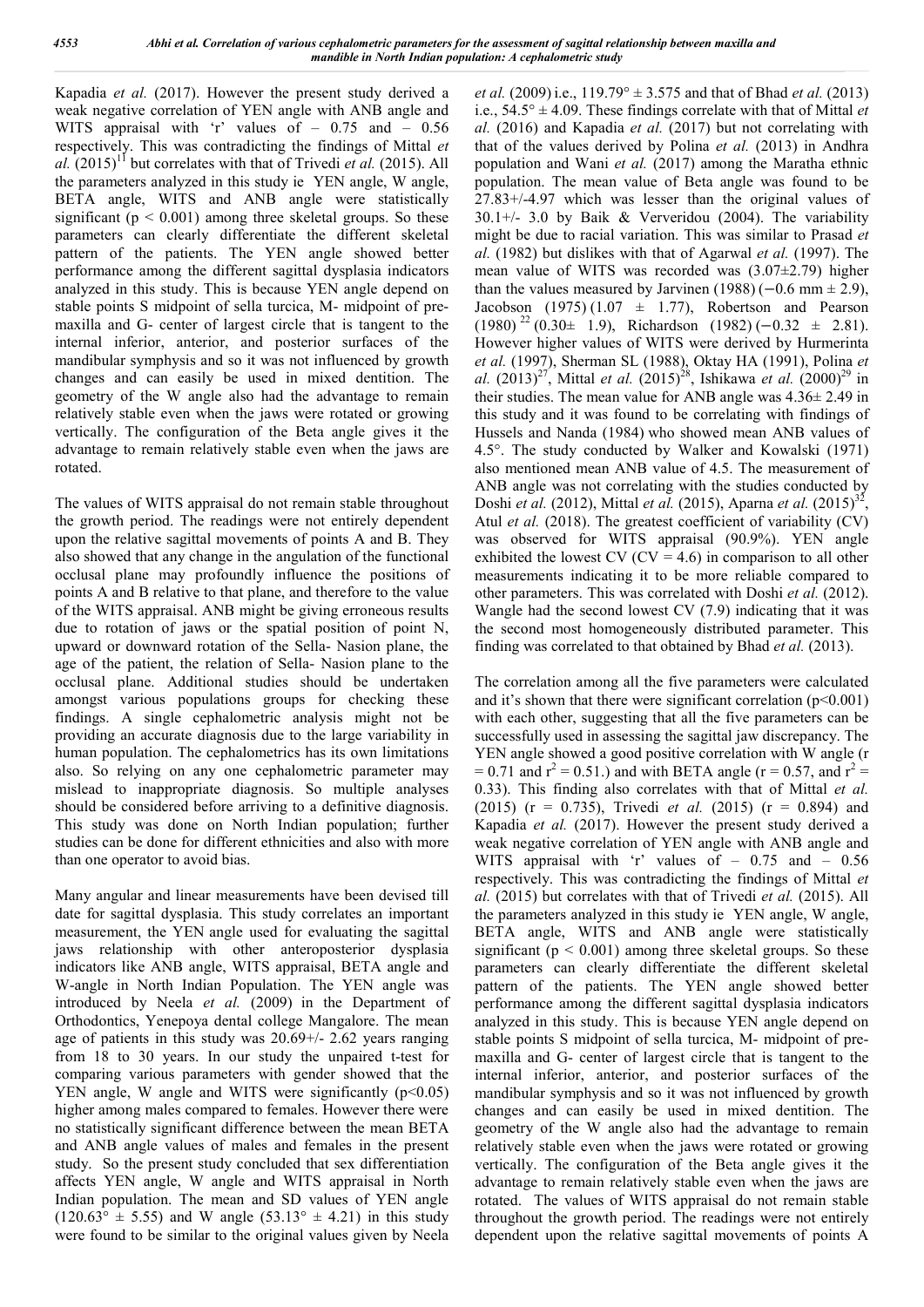Kapadia *et al.* (2017). However the present study derived a weak negative correlation of YEN angle with ANB angle and WITS appraisal with 'r' values of – 0.75 and – 0.56 respectively. This was contradicting the findings of Mittal *et al.* (2015)[11] but correlates with that of Trivedi *et al.* (2015). All the parameters analyzed in this study ie YEN angle, W angle, BETA angle, WITS and ANB angle were statistically significant ($p < 0.001$) among three skeletal groups. So these parameters can clearly differentiate the different skeletal pattern of the patients. The YEN angle showed better performance among the different sagittal dysplasia indicators analyzed in this study. This is because YEN angle depend on stable points S midpoint of sella turcica, M- midpoint of pre-maxilla and G- center of largest circle that is tangent to the internal inferior, anterior, and posterior surfaces of the mandibular symphysis and so it was not influenced by growth changes and can easily be used in mixed dentition. The geometry of the W angle also had the advantage to remain relatively stable even when the jaws were rotated or growing vertically. The configuration of the Beta angle gives it the advantage to remain relatively stable even when the jaws are rotated.

The values of WITS appraisal do not remain stable throughout the growth period. The readings were not entirely dependent upon the relative sagittal movements of points A and B. They also showed that any change in the angulation of the functional occlusal plane may profoundly influence the positions of points A and B relative to that plane, and therefore to the value of the WITS appraisal. ANB might be giving erroneous results due to rotation of jaws or the spatial position of point N, upward or downward rotation of the Sella- Nasion plane, the age of the patient, the relation of Sella- Nasion plane to the occlusal plane. Additional studies should be undertaken amongst various populations groups for checking these findings. A single cephalometric analysis might not be providing an accurate diagnosis due to the large variability in human population. The cephalometrics has its own limitations also. So relying on any one cephalometric parameter may mislead to inappropriate diagnosis. So multiple analyses should be considered before arriving to a definitive diagnosis. This study was done on North Indian population; further studies can be done for different ethnicities and also with more than one operator to avoid bias.

Many angular and linear measurements have been devised till date for sagittal dysplasia. This study correlates an important measurement, the YEN angle used for evaluating the sagittal jaws relationship with other anteroposterior dysplasia indicators like ANB angle, WITS appraisal, BETA angle and W-angle in North Indian Population. The YEN angle was introduced by Neela *et al.* (2009) in the Department of Orthodontics, Yenepoya dental college Mangalore. The mean age of patients in this study was 20.69+/- 2.62 years ranging from 18 to 30 years. In our study the unpaired t-test for comparing various parameters with gender showed that the YEN angle, W angle and WITS were significantly ($p<0.05$) higher among males compared to females. However there were no statistically significant difference between the mean BETA and ANB angle values of males and females in the present study. So the present study concluded that sex differentiation affects YEN angle, W angle and WITS appraisal in North Indian population. The mean and SD values of YEN angle ($120.63° \pm 5.55$) and W angle ($53.13° \pm 4.21$) in this study were found to be similar to the original values given by Neela *et al.* (2009) i.e., $119.79° \pm 3.575$ and that of Bhad *et al.* (2013) i.e., $54.5° \pm 4.09$. These findings correlate with that of Mittal *et al.* (2016) and Kapadia *et al.* (2017) but not correlating with that of the values derived by Polina *et al.* (2013) in Andhra population and Wani *et al.* (2017) among the Maratha ethnic population. The mean value of Beta angle was found to be 27.83+/-4.97 which was lesser than the original values of 30.1+/- 3.0 by Baik & Ververidou (2004). The variability might be due to racial variation. This was similar to Prasad *et al.* (1982) but dislikes with that of Agarwal *et al.* (1997). The mean value of WITS was recorded was (3.07±2.79) higher than the values measured by Jarvinen (1988) (−0.6 mm ± 2.9), Jacobson (1975) (1.07 ± 1.77), Robertson and Pearson (1980)[22] (0.30± 1.9), Richardson (1982) (−0.32 ± 2.81). However higher values of WITS were derived by Hurmerinta *et al.* (1997), Sherman SL (1988), Oktay HA (1991), Polina *et al.* (2013)[27], Mittal *et al.* (2015)[28], Ishikawa *et al.* (2000)[29] in their studies. The mean value for ANB angle was 4.36± 2.49 in this study and it was found to be correlating with findings of Hussels and Nanda (1984) who showed mean ANB values of 4.5°. The study conducted by Walker and Kowalski (1971) also mentioned mean ANB value of 4.5. The measurement of ANB angle was not correlating with the studies conducted by Doshi *et al.* (2012), Mittal *et al.* (2015), Aparna *et al.* (2015)[32], Atul *et al.* (2018). The greatest coefficient of variability (CV) was observed for WITS appraisal (90.9%). YEN angle exhibited the lowest CV (CV = 4.6) in comparison to all other measurements indicating it to be more reliable compared to other parameters. This was correlated with Doshi *et al.* (2012). Wangle had the second lowest CV (7.9) indicating that it was the second most homogeneously distributed parameter. This finding was correlated to that obtained by Bhad *et al.* (2013).

The correlation among all the five parameters were calculated and it's shown that there were significant correlation ($p<0.001$) with each other, suggesting that all the five parameters can be successfully used in assessing the sagittal jaw discrepancy. The YEN angle showed a good positive correlation with W angle ($r = 0.71$ and $r^2 = 0.51$.) and with BETA angle ($r = 0.57$, and $r^2 = 0.33$). This finding also correlates with that of Mittal *et al.* (2015) ($r = 0.735$), Trivedi *et al.* (2015) ($r = 0.894$) and Kapadia *et al.* (2017). However the present study derived a weak negative correlation of YEN angle with ANB angle and WITS appraisal with 'r' values of – 0.75 and – 0.56 respectively. This was contradicting the findings of Mittal *et al.* (2015) but correlates with that of Trivedi *et al.* (2015). All the parameters analyzed in this study ie YEN angle, W angle, BETA angle, WITS and ANB angle were statistically significant ($p < 0.001$) among three skeletal groups. So these parameters can clearly differentiate the different skeletal pattern of the patients. The YEN angle showed better performance among the different sagittal dysplasia indicators analyzed in this study. This is because YEN angle depend on stable points S midpoint of sella turcica, M- midpoint of pre-maxilla and G- center of largest circle that is tangent to the internal inferior, anterior, and posterior surfaces of the mandibular symphysis and so it was not influenced by growth changes and can easily be used in mixed dentition. The geometry of the W angle also had the advantage to remain relatively stable even when the jaws were rotated or growing vertically. The configuration of the Beta angle gives it the advantage to remain relatively stable even when the jaws are rotated. The values of WITS appraisal do not remain stable throughout the growth period. The readings were not entirely dependent upon the relative sagittal movements of points A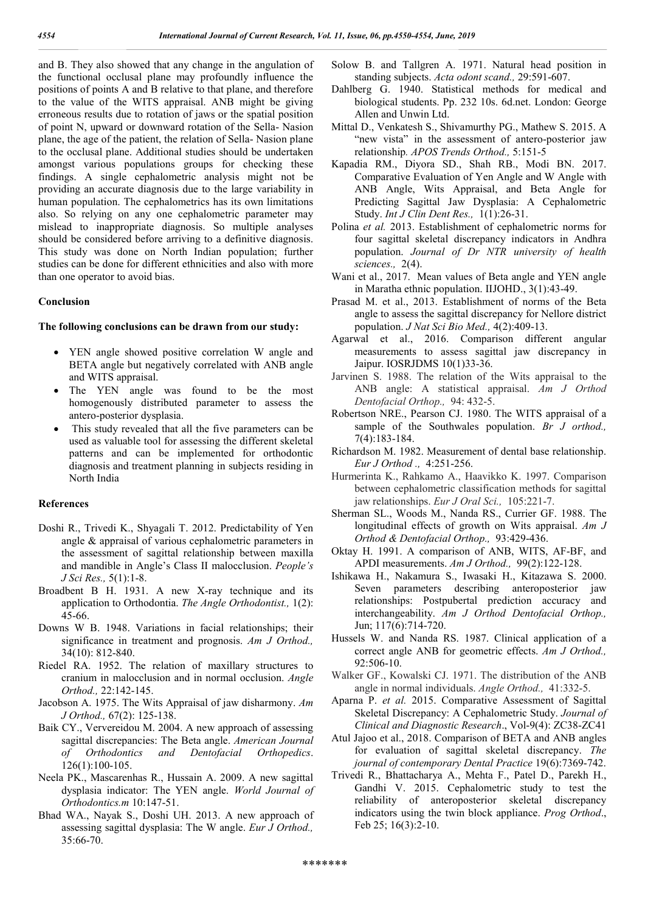and B. They also showed that any change in the angulation of the functional occlusal plane may profoundly influence the positions of points A and B relative to that plane, and therefore to the value of the WITS appraisal. ANB might be giving erroneous results due to rotation of jaws or the spatial position of point N, upward or downward rotation of the Sella- Nasion plane, the age of the patient, the relation of Sella- Nasion plane to the occlusal plane. Additional studies should be undertaken amongst various populations groups for checking these findings. A single cephalometric analysis might not be providing an accurate diagnosis due to the large variability in human population. The cephalometrics has its own limitations also. So relying on any one cephalometric parameter may mislead to inappropriate diagnosis. So multiple analyses should be considered before arriving to a definitive diagnosis. This study was done on North Indian population; further studies can be done for different ethnicities and also with more than one operator to avoid bias.

## Conclusion

**The following conclusions can be drawn from our study:**

- YEN angle showed positive correlation W angle and BETA angle but negatively correlated with ANB angle and WITS appraisal.
- The YEN angle was found to be the most homogenously distributed parameter to assess the antero-posterior dysplasia.
- This study revealed that all the five parameters can be used as valuable tool for assessing the different skeletal patterns and can be implemented for orthodontic diagnosis and treatment planning in subjects residing in North India

## References

Doshi R., Trivedi K., Shyagali T. 2012. Predictability of Yen angle & appraisal of various cephalometric parameters in the assessment of sagittal relationship between maxilla and mandible in Angle's Class II malocclusion. *People's J Sci Res.,* 5(1):1-8.

Broadbent B H. 1931. A new X-ray technique and its application to Orthodontia. *The Angle Orthodontist.,* 1(2): 45-66.

Downs W B. 1948. Variations in facial relationships; their significance in treatment and prognosis. *Am J Orthod.,* 34(10): 812-840.

Riedel RA. 1952. The relation of maxillary structures to cranium in malocclusion and in normal occlusion. *Angle Orthod.,* 22:142-145.

Jacobson A. 1975. The Wits Appraisal of jaw disharmony. *Am J Orthod.,* 67(2): 125-138.

Baik CY., Ververeidou M. 2004. A new approach of assessing sagittal discrepancies: The Beta angle. *American Journal of Orthodontics and Dentofacial Orthopedics*. 126(1):100-105.

Neela PK., Mascarenhas R., Hussain A. 2009. A new sagittal dysplasia indicator: The YEN angle. *World Journal of Orthodontics.m* 10:147-51.

Bhad WA., Nayak S., Doshi UH. 2013. A new approach of assessing sagittal dysplasia: The W angle. *Eur J Orthod.,* 35:66-70.

Solow B. and Tallgren A. 1971. Natural head position in standing subjects. *Acta odont scand.,* 29:591-607.

Dahlberg G. 1940. Statistical methods for medical and biological students. Pp. 232 10s. 6d.net. London: George Allen and Unwin Ltd.

Mittal D., Venkatesh S., Shivamurthy PG., Mathew S. 2015. A "new vista" in the assessment of antero-posterior jaw relationship. *APOS Trends Orthod.,* 5:151-5

Kapadia RM., Diyora SD., Shah RB., Modi BN. 2017. Comparative Evaluation of Yen Angle and W Angle with ANB Angle, Wits Appraisal, and Beta Angle for Predicting Sagittal Jaw Dysplasia: A Cephalometric Study. *Int J Clin Dent Res.,* 1(1):26-31.

Polina *et al.* 2013. Establishment of cephalometric norms for four sagittal skeletal discrepancy indicators in Andhra population. *Journal of Dr NTR university of health sciences.,* 2(4).

Wani et al., 2017. Mean values of Beta angle and YEN angle in Maratha ethnic population. IIJOHD., 3(1):43-49.

Prasad M. et al., 2013. Establishment of norms of the Beta angle to assess the sagittal discrepancy for Nellore district population. *J Nat Sci Bio Med.,* 4(2):409-13.

Agarwal et al., 2016. Comparison different angular measurements to assess sagittal jaw discrepancy in Jaipur. IOSRJDMS 10(1)33-36.

Jarvinen S. 1988. The relation of the Wits appraisal to the ANB angle: A statistical appraisal. *Am J Orthod Dentofacial Orthop.,* 94: 432-5.

Robertson NRE., Pearson CJ. 1980. The WITS appraisal of a sample of the Southwales population. *Br J orthod.,* 7(4):183-184.

Richardson M. 1982. Measurement of dental base relationship. *Eur J Orthod .,* 4:251-256.

Hurmerinta K., Rahkamo A., Haavikko K. 1997. Comparison between cephalometric classification methods for sagittal jaw relationships. *Eur J Oral Sci.,* 105:221-7.

Sherman SL., Woods M., Nanda RS., Currier GF. 1988. The longitudinal effects of growth on Wits appraisal. *Am J Orthod & Dentofacial Orthop.,* 93:429-436.

Oktay H. 1991. A comparison of ANB, WITS, AF-BF, and APDI measurements. *Am J Orthod.,* 99(2):122-128.

Ishikawa H., Nakamura S., Iwasaki H., Kitazawa S. 2000. Seven parameters describing anteroposterior jaw relationships: Postpubertal prediction accuracy and interchangeability. *Am J Orthod Dentofacial Orthop.,* Jun; 117(6):714-720.

Hussels W. and Nanda RS. 1987. Clinical application of a correct angle ANB for geometric effects. *Am J Orthod.,* 92:506-10.

Walker GF., Kowalski CJ. 1971. The distribution of the ANB angle in normal individuals. *Angle Orthod.,* 41:332-5.

Aparna P. *et al.* 2015. Comparative Assessment of Sagittal Skeletal Discrepancy: A Cephalometric Study. *Journal of Clinical and Diagnostic Research*., Vol-9(4): ZC38-ZC41

Atul Jajoo et al., 2018. Comparison of BETA and ANB angles for evaluation of sagittal skeletal discrepancy. *The journal of contemporary Dental Practice* 19(6):7369-742.

Trivedi R., Bhattacharya A., Mehta F., Patel D., Parekh H., Gandhi V. 2015. Cephalometric study to test the reliability of anteroposterior skeletal discrepancy indicators using the twin block appliance. *Prog Orthod*., Feb 25; 16(3):2-10.

*******